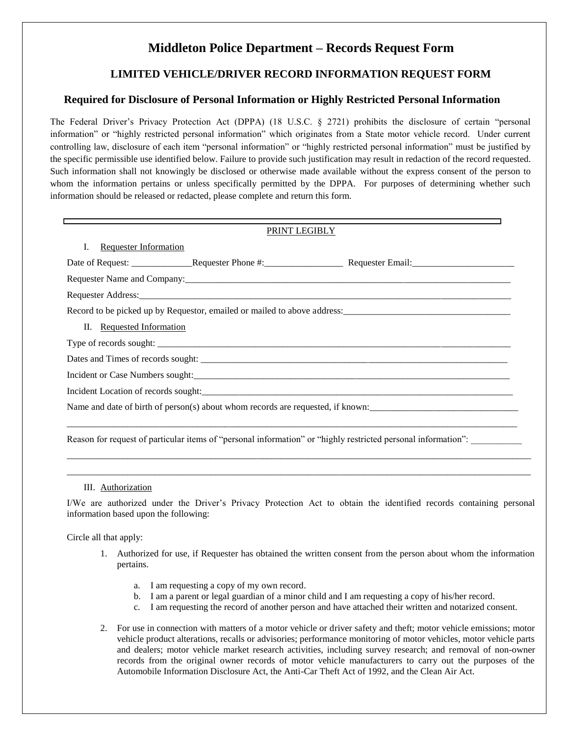# Middleton Police Department – Records Request Form

## LIMITED VEHICLE/DRIVER RECORD INFORMATION REQUEST FORM

### Required for Disclosure of Personal Information or Highly Restricted Personal Information

The Federal Driver's Privacy Protection Act (DPPA) (18 U.S.C. § 2721) prohibits the disclosure of certain "personal information" or "highly restricted personal information" which originates from a State motor vehicle record. Under current controlling law, disclosure of each item "personal information" or "highly restricted personal information" must be justified by the specific permissible use identified below. Failure to provide such justification may result in redaction of the record requested. Such information shall not knowingly be disclosed or otherwise made available without the express consent of the person to whom the information pertains or unless specifically permitted by the DPPA. For purposes of determining whether such information should be released or redacted, please complete and return this form.

PRINT LEGIBLY

I. Requester Information

Date of Request: _____________ Requester Phone #: _________________ Requester Email: ______________________

Requester Name and Company: ___________________________________________________________________________

Requester Address: _________________________________________________________________________________

Record to be picked up by Requestor, emailed or mailed to above address: ____________________________________

II. Requested Information

Type of records sought: ________________________________________________________________________________

Dates and Times of records sought: _____________________________________________________________________

Incident or Case Numbers sought: ______________________________________________________________________

Incident Location of records sought: _____________________________________________________________________

Name and date of birth of person(s) about whom records are requested, if known: ________________________________

_____________________________________________________________________________________________________

Reason for request of particular items of "personal information" or "highly restricted personal information": __________

_____________________________________________________________________________________________________

_____________________________________________________________________________________________________

III. Authorization

I/We are authorized under the Driver's Privacy Protection Act to obtain the identified records containing personal information based upon the following:

Circle all that apply:

1. Authorized for use, if Requester has obtained the written consent from the person about whom the information pertains.
   a. I am requesting a copy of my own record.
   b. I am a parent or legal guardian of a minor child and I am requesting a copy of his/her record.
   c. I am requesting the record of another person and have attached their written and notarized consent.

2. For use in connection with matters of a motor vehicle or driver safety and theft; motor vehicle emissions; motor vehicle product alterations, recalls or advisories; performance monitoring of motor vehicles, motor vehicle parts and dealers; motor vehicle market research activities, including survey research; and removal of non-owner records from the original owner records of motor vehicle manufacturers to carry out the purposes of the Automobile Information Disclosure Act, the Anti-Car Theft Act of 1992, and the Clean Air Act.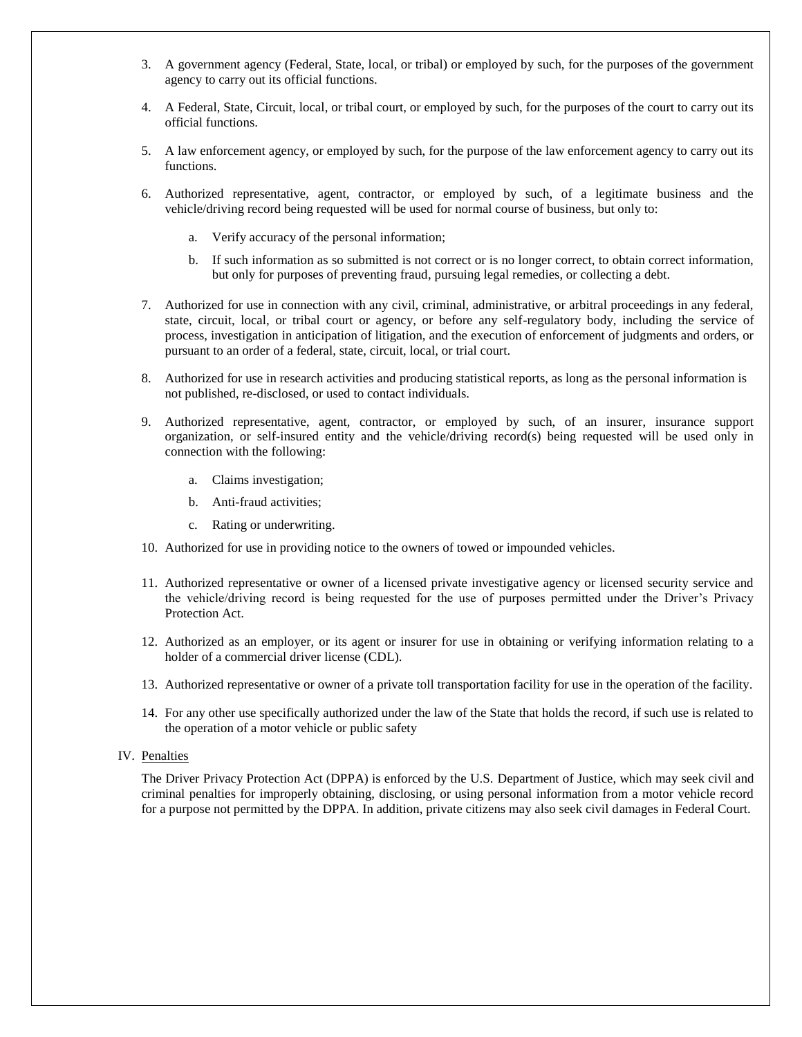3. A government agency (Federal, State, local, or tribal) or employed by such, for the purposes of the government agency to carry out its official functions.

4. A Federal, State, Circuit, local, or tribal court, or employed by such, for the purposes of the court to carry out its official functions.

5. A law enforcement agency, or employed by such, for the purpose of the law enforcement agency to carry out its functions.

6. Authorized representative, agent, contractor, or employed by such, of a legitimate business and the vehicle/driving record being requested will be used for normal course of business, but only to:

   a. Verify accuracy of the personal information;

   b. If such information as so submitted is not correct or is no longer correct, to obtain correct information, but only for purposes of preventing fraud, pursuing legal remedies, or collecting a debt.

7. Authorized for use in connection with any civil, criminal, administrative, or arbitral proceedings in any federal, state, circuit, local, or tribal court or agency, or before any self-regulatory body, including the service of process, investigation in anticipation of litigation, and the execution of enforcement of judgments and orders, or pursuant to an order of a federal, state, circuit, local, or trial court.

8. Authorized for use in research activities and producing statistical reports, as long as the personal information is not published, re-disclosed, or used to contact individuals.

9. Authorized representative, agent, contractor, or employed by such, of an insurer, insurance support organization, or self-insured entity and the vehicle/driving record(s) being requested will be used only in connection with the following:

   a. Claims investigation;

   b. Anti-fraud activities;

   c. Rating or underwriting.

10. Authorized for use in providing notice to the owners of towed or impounded vehicles.

11. Authorized representative or owner of a licensed private investigative agency or licensed security service and the vehicle/driving record is being requested for the use of purposes permitted under the Driver's Privacy Protection Act.

12. Authorized as an employer, or its agent or insurer for use in obtaining or verifying information relating to a holder of a commercial driver license (CDL).

13. Authorized representative or owner of a private toll transportation facility for use in the operation of the facility.

14. For any other use specifically authorized under the law of the State that holds the record, if such use is related to the operation of a motor vehicle or public safety

IV. Penalties

The Driver Privacy Protection Act (DPPA) is enforced by the U.S. Department of Justice, which may seek civil and criminal penalties for improperly obtaining, disclosing, or using personal information from a motor vehicle record for a purpose not permitted by the DPPA. In addition, private citizens may also seek civil damages in Federal Court.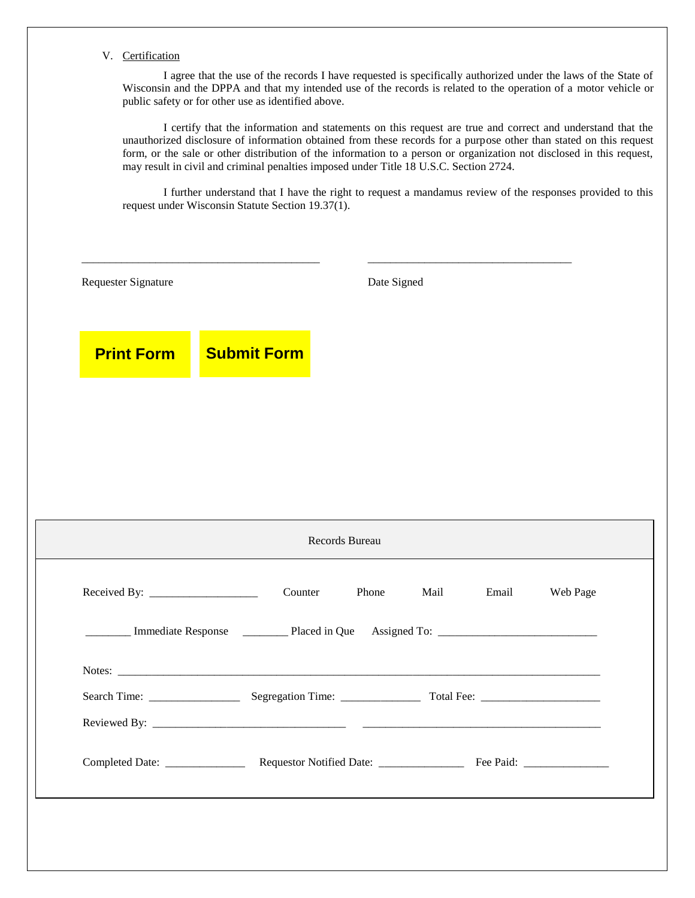V. Certification

I agree that the use of the records I have requested is specifically authorized under the laws of the State of Wisconsin and the DPPA and that my intended use of the records is related to the operation of a motor vehicle or public safety or for other use as identified above.

I certify that the information and statements on this request are true and correct and understand that the unauthorized disclosure of information obtained from these records for a purpose other than stated on this request form, or the sale or other distribution of the information to a person or organization not disclosed in this request, may result in civil and criminal penalties imposed under Title 18 U.S.C. Section 2724.

I further understand that I have the right to request a mandamus review of the responses provided to this request under Wisconsin Statute Section 19.37(1).

\_\_\_\_\_\_\_\_\_\_\_\_\_\_\_\_\_\_\_\_\_\_\_\_\_\_\_\_\_\_\_\_\_\_\_\_\_\_\_\_ \_\_\_\_\_\_\_\_\_\_\_\_\_\_\_\_\_\_\_\_\_\_\_\_\_\_\_\_\_\_\_\_\_\_\_

Requester Signature Date Signed

**Print Form** **Submit Form**

Records Bureau

Received By: ___________________ Counter Phone Mail Email Web Page

________ Immediate Response ________ Placed in Que Assigned To: ___________________________

Notes: ______________________________________________________________________________

Search Time: ________________ Segregation Time: ______________ Total Fee: _____________________

Reviewed By: _________________________________ _________________________________________

Completed Date: ______________ Requestor Notified Date: _______________ Fee Paid: _______________